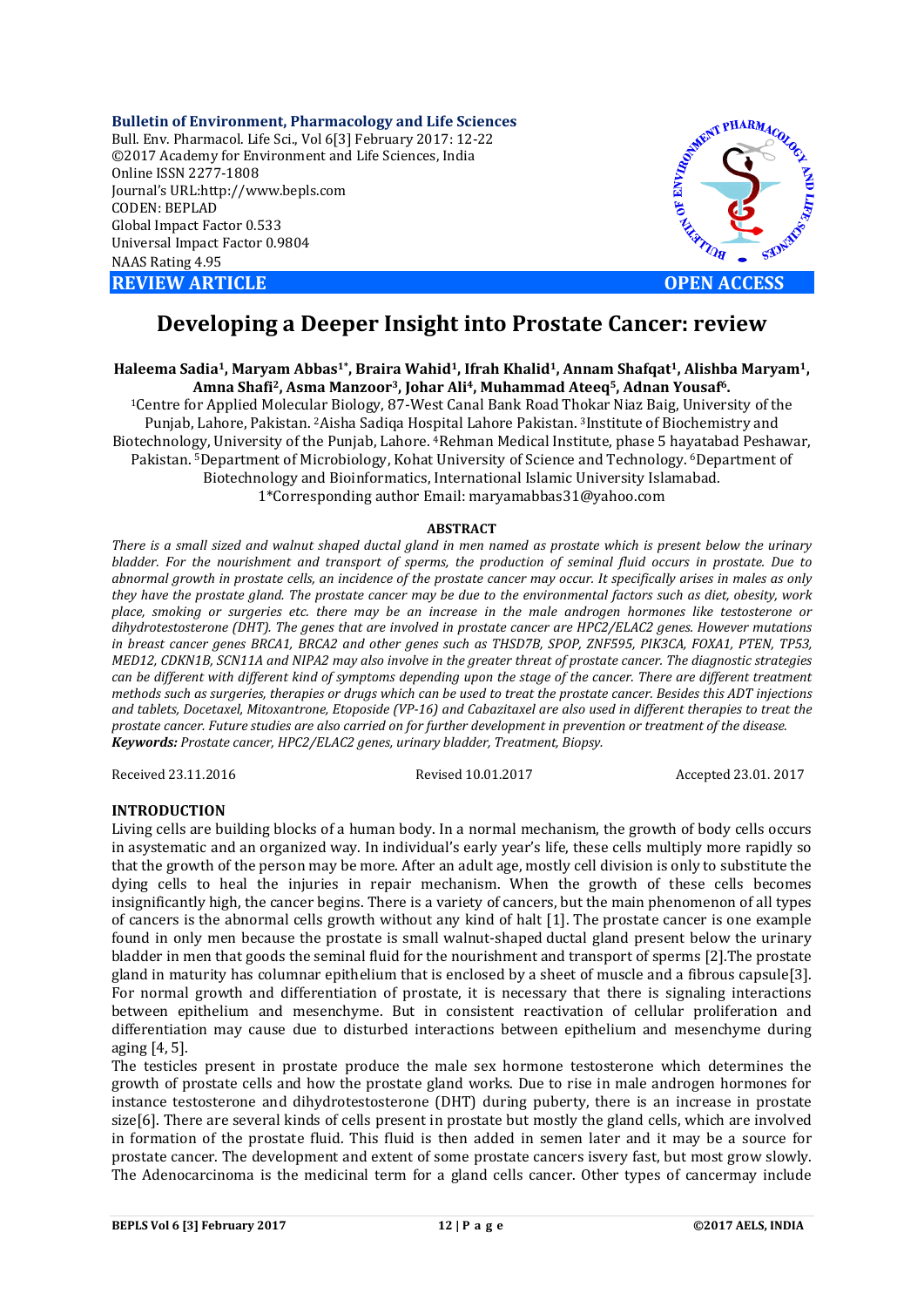**Bulletin of Environment, Pharmacology and Life Sciences**
Bull. Env. Pharmacol. Life Sci., Vol 6[3] February 2017: 12-22
©2017 Academy for Environment and Life Sciences, India
Online ISSN 2277-1808
Journal's URL:http://www.bepls.com
CODEN: BEPLAD
Global Impact Factor 0.533
Universal Impact Factor 0.9804
NAAS Rating 4.95

**REVIEW ARTICLE** **OPEN ACCESS**

# Developing a Deeper Insight into Prostate Cancer: review

**Haleema Sadia[1], Maryam Abbas[1*], Braira Wahid[1], Ifrah Khalid[1], Annam Shafqat[1], Alishba Maryam[1], Amna Shafi[2], Asma Manzoor[3], Johar Ali[4], Muhammad Ateeq[5], Adnan Yousaf[6].**

[1]Centre for Applied Molecular Biology, 87-West Canal Bank Road Thokar Niaz Baig, University of the Punjab, Lahore, Pakistan. [2]Aisha Sadiqa Hospital Lahore Pakistan. [3]Institute of Biochemistry and Biotechnology, University of the Punjab, Lahore. [4]Rehman Medical Institute, phase 5 hayatabad Peshawar, Pakistan. [5]Department of Microbiology, Kohat University of Science and Technology. [6]Department of Biotechnology and Bioinformatics, International Islamic University Islamabad.
1*Corresponding author Email: maryamabbas31@yahoo.com

**ABSTRACT**

*There is a small sized and walnut shaped ductal gland in men named as prostate which is present below the urinary bladder. For the nourishment and transport of sperms, the production of seminal fluid occurs in prostate. Due to abnormal growth in prostate cells, an incidence of the prostate cancer may occur. It specifically arises in males as only they have the prostate gland. The prostate cancer may be due to the environmental factors such as diet, obesity, work place, smoking or surgeries etc. there may be an increase in the male androgen hormones like testosterone or dihydrotestosterone (DHT). The genes that are involved in prostate cancer are HPC2/ELAC2 genes. However mutations in breast cancer genes BRCA1, BRCA2 and other genes such as THSD7B, SPOP, ZNF595, PIK3CA, FOXA1, PTEN, TP53, MED12, CDKN1B, SCN11A and NIPA2 may also involve in the greater threat of prostate cancer. The diagnostic strategies can be different with different kind of symptoms depending upon the stage of the cancer. There are different treatment methods such as surgeries, therapies or drugs which can be used to treat the prostate cancer. Besides this ADT injections and tablets, Docetaxel, Mitoxantrone, Etoposide (VP-16) and Cabazitaxel are also used in different therapies to treat the prostate cancer. Future studies are also carried on for further development in prevention or treatment of the disease.*
***Keywords:*** *Prostate cancer, HPC2/ELAC2 genes, urinary bladder, Treatment, Biopsy.*

Received 23.11.2016 Revised 10.01.2017 Accepted 23.01. 2017

## INTRODUCTION

Living cells are building blocks of a human body. In a normal mechanism, the growth of body cells occurs in asystematic and an organized way. In individual's early year's life, these cells multiply more rapidly so that the growth of the person may be more. After an adult age, mostly cell division is only to substitute the dying cells to heal the injuries in repair mechanism. When the growth of these cells becomes insignificantly high, the cancer begins. There is a variety of cancers, but the main phenomenon of all types of cancers is the abnormal cells growth without any kind of halt [1]. The prostate cancer is one example found in only men because the prostate is small walnut-shaped ductal gland present below the urinary bladder in men that goods the seminal fluid for the nourishment and transport of sperms [2].The prostate gland in maturity has columnar epithelium that is enclosed by a sheet of muscle and a fibrous capsule[3]. For normal growth and differentiation of prostate, it is necessary that there is signaling interactions between epithelium and mesenchyme. But in consistent reactivation of cellular proliferation and differentiation may cause due to disturbed interactions between epithelium and mesenchyme during aging [4, 5].

The testicles present in prostate produce the male sex hormone testosterone which determines the growth of prostate cells and how the prostate gland works. Due to rise in male androgen hormones for instance testosterone and dihydrotestosterone (DHT) during puberty, there is an increase in prostate size[6]. There are several kinds of cells present in prostate but mostly the gland cells, which are involved in formation of the prostate fluid. This fluid is then added in semen later and it may be a source for prostate cancer. The development and extent of some prostate cancers isvery fast, but most grow slowly. The Adenocarcinoma is the medicinal term for a gland cells cancer. Other types of cancermay include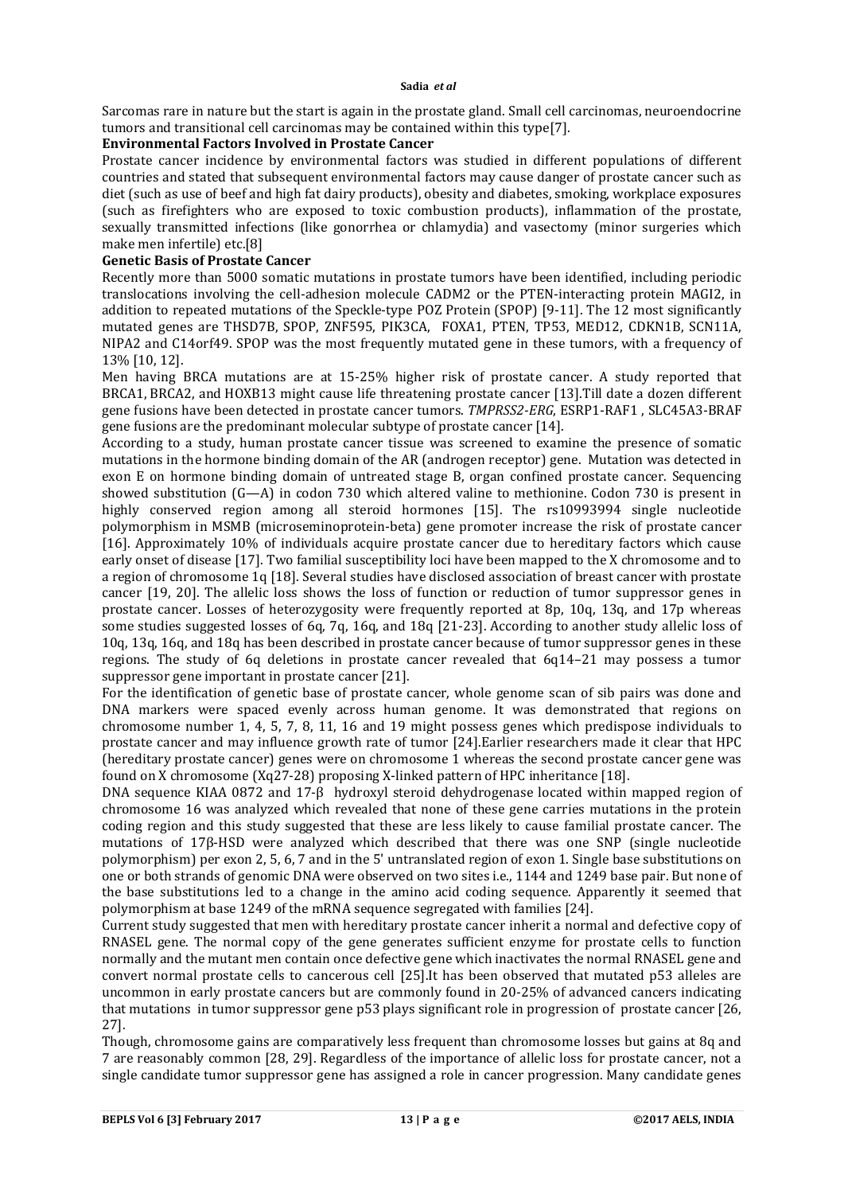Sarcomas rare in nature but the start is again in the prostate gland. Small cell carcinomas, neuroendocrine tumors and transitional cell carcinomas may be contained within this type[7].

**Environmental Factors Involved in Prostate Cancer**

Prostate cancer incidence by environmental factors was studied in different populations of different countries and stated that subsequent environmental factors may cause danger of prostate cancer such as diet (such as use of beef and high fat dairy products), obesity and diabetes, smoking, workplace exposures (such as firefighters who are exposed to toxic combustion products), inflammation of the prostate, sexually transmitted infections (like gonorrhea or chlamydia) and vasectomy (minor surgeries which make men infertile) etc.[8]

**Genetic Basis of Prostate Cancer**

Recently more than 5000 somatic mutations in prostate tumors have been identified, including periodic translocations involving the cell-adhesion molecule CADM2 or the PTEN-interacting protein MAGI2, in addition to repeated mutations of the Speckle-type POZ Protein (SPOP) [9-11]. The 12 most significantly mutated genes are THSD7B, SPOP, ZNF595, PIK3CA, FOXA1, PTEN, TP53, MED12, CDKN1B, SCN11A, NIPA2 and C14orf49. SPOP was the most frequently mutated gene in these tumors, with a frequency of 13% [10, 12].

Men having BRCA mutations are at 15-25% higher risk of prostate cancer. A study reported that BRCA1, BRCA2, and HOXB13 might cause life threatening prostate cancer [13].Till date a dozen different gene fusions have been detected in prostate cancer tumors. *TMPRSS2-ERG*, ESRP1-RAF1 , SLC45A3-BRAF gene fusions are the predominant molecular subtype of prostate cancer [14].

According to a study, human prostate cancer tissue was screened to examine the presence of somatic mutations in the hormone binding domain of the AR (androgen receptor) gene. Mutation was detected in exon E on hormone binding domain of untreated stage B, organ confined prostate cancer. Sequencing showed substitution (G—A) in codon 730 which altered valine to methionine. Codon 730 is present in highly conserved region among all steroid hormones [15]. The rs10993994 single nucleotide polymorphism in MSMB (microseminoprotein-beta) gene promoter increase the risk of prostate cancer [16]. Approximately 10% of individuals acquire prostate cancer due to hereditary factors which cause early onset of disease [17]. Two familial susceptibility loci have been mapped to the X chromosome and to a region of chromosome 1q [18]. Several studies have disclosed association of breast cancer with prostate cancer [19, 20]. The allelic loss shows the loss of function or reduction of tumor suppressor genes in prostate cancer. Losses of heterozygosity were frequently reported at 8p, 10q, 13q, and 17p whereas some studies suggested losses of 6q, 7q, 16q, and 18q [21-23]. According to another study allelic loss of 10q, 13q, 16q, and 18q has been described in prostate cancer because of tumor suppressor genes in these regions. The study of 6q deletions in prostate cancer revealed that 6q14–21 may possess a tumor suppressor gene important in prostate cancer [21].

For the identification of genetic base of prostate cancer, whole genome scan of sib pairs was done and DNA markers were spaced evenly across human genome. It was demonstrated that regions on chromosome number 1, 4, 5, 7, 8, 11, 16 and 19 might possess genes which predispose individuals to prostate cancer and may influence growth rate of tumor [24].Earlier researchers made it clear that HPC (hereditary prostate cancer) genes were on chromosome 1 whereas the second prostate cancer gene was found on X chromosome (Xq27-28) proposing X-linked pattern of HPC inheritance [18].

DNA sequence KIAA 0872 and 17-β hydroxyl steroid dehydrogenase located within mapped region of chromosome 16 was analyzed which revealed that none of these gene carries mutations in the protein coding region and this study suggested that these are less likely to cause familial prostate cancer. The mutations of 17β-HSD were analyzed which described that there was one SNP (single nucleotide polymorphism) per exon 2, 5, 6, 7 and in the 5' untranslated region of exon 1. Single base substitutions on one or both strands of genomic DNA were observed on two sites i.e., 1144 and 1249 base pair. But none of the base substitutions led to a change in the amino acid coding sequence. Apparently it seemed that polymorphism at base 1249 of the mRNA sequence segregated with families [24].

Current study suggested that men with hereditary prostate cancer inherit a normal and defective copy of RNASEL gene. The normal copy of the gene generates sufficient enzyme for prostate cells to function normally and the mutant men contain once defective gene which inactivates the normal RNASEL gene and convert normal prostate cells to cancerous cell [25].It has been observed that mutated p53 alleles are uncommon in early prostate cancers but are commonly found in 20-25% of advanced cancers indicating that mutations in tumor suppressor gene p53 plays significant role in progression of prostate cancer [26, 27].

Though, chromosome gains are comparatively less frequent than chromosome losses but gains at 8q and 7 are reasonably common [28, 29]. Regardless of the importance of allelic loss for prostate cancer, not a single candidate tumor suppressor gene has assigned a role in cancer progression. Many candidate genes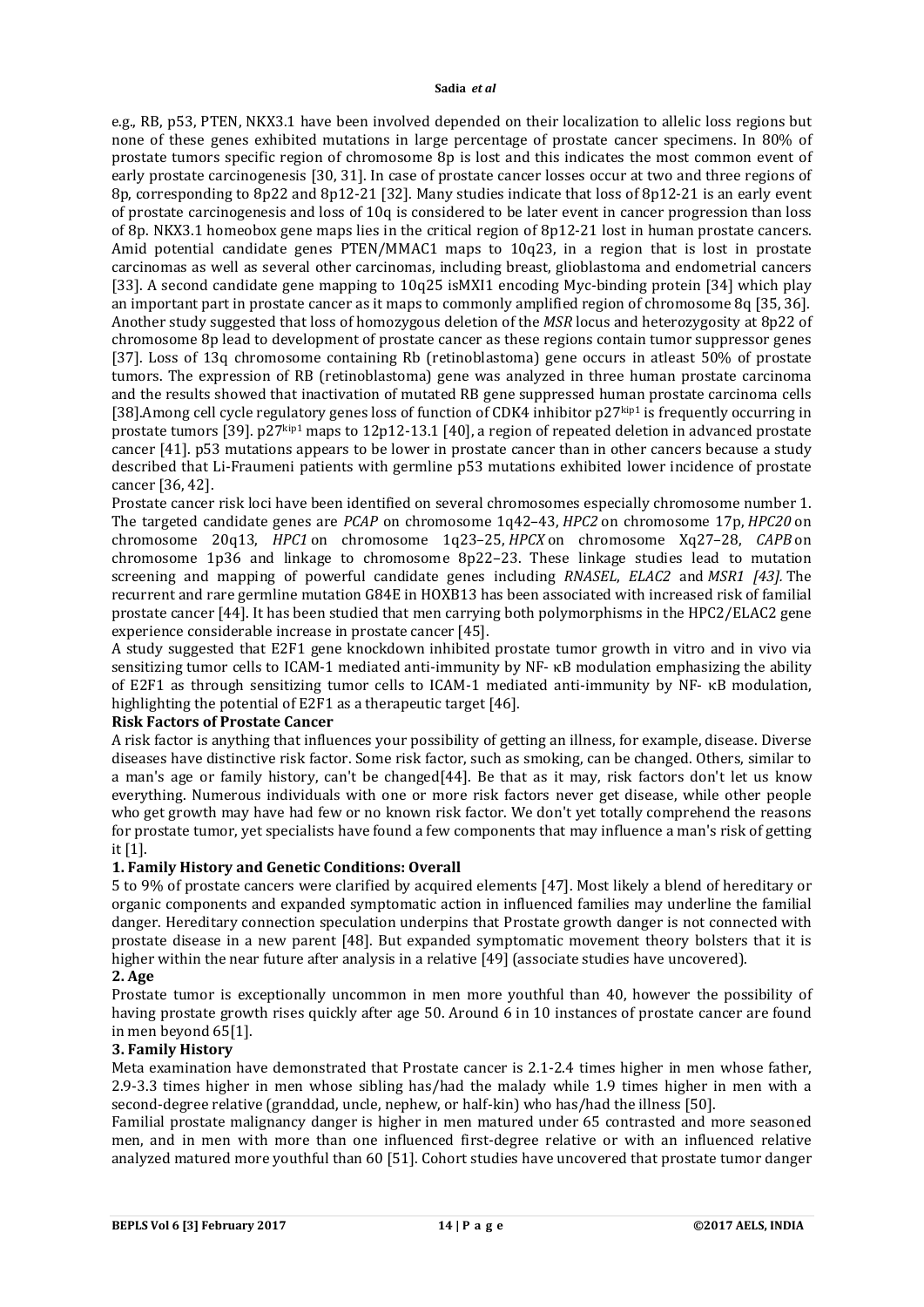e.g., RB, p53, PTEN, NKX3.1 have been involved depended on their localization to allelic loss regions but none of these genes exhibited mutations in large percentage of prostate cancer specimens. In 80% of prostate tumors specific region of chromosome 8p is lost and this indicates the most common event of early prostate carcinogenesis [30, 31]. In case of prostate cancer losses occur at two and three regions of 8p, corresponding to 8p22 and 8p12-21 [32]. Many studies indicate that loss of 8p12-21 is an early event of prostate carcinogenesis and loss of 10q is considered to be later event in cancer progression than loss of 8p. NKX3.1 homeobox gene maps lies in the critical region of 8p12-21 lost in human prostate cancers. Amid potential candidate genes PTEN/MMAC1 maps to 10q23, in a region that is lost in prostate carcinomas as well as several other carcinomas, including breast, glioblastoma and endometrial cancers [33]. A second candidate gene mapping to 10q25 isMXI1 encoding Myc-binding protein [34] which play an important part in prostate cancer as it maps to commonly amplified region of chromosome 8q [35, 36]. Another study suggested that loss of homozygous deletion of the *MSR* locus and heterozygosity at 8p22 of chromosome 8p lead to development of prostate cancer as these regions contain tumor suppressor genes [37]. Loss of 13q chromosome containing Rb (retinoblastoma) gene occurs in atleast 50% of prostate tumors. The expression of RB (retinoblastoma) gene was analyzed in three human prostate carcinoma and the results showed that inactivation of mutated RB gene suppressed human prostate carcinoma cells [38].Among cell cycle regulatory genes loss of function of CDK4 inhibitor $p27^{kip1}$ is frequently occurring in prostate tumors [39]. $p27^{kip1}$ maps to 12p12-13.1 [40], a region of repeated deletion in advanced prostate cancer [41]. p53 mutations appears to be lower in prostate cancer than in other cancers because a study described that Li-Fraumeni patients with germline p53 mutations exhibited lower incidence of prostate cancer [36, 42].

Prostate cancer risk loci have been identified on several chromosomes especially chromosome number 1. The targeted candidate genes are *PCAP* on chromosome 1q42–43, *HPC2* on chromosome 17p, *HPC20* on chromosome 20q13, *HPC1* on chromosome 1q23–25, *HPCX* on chromosome Xq27–28, *CAPB* on chromosome 1p36 and linkage to chromosome 8p22–23. These linkage studies lead to mutation screening and mapping of powerful candidate genes including *RNASEL*, *ELAC2* and *MSR1 [43].* The recurrent and rare germline mutation G84E in HOXB13 has been associated with increased risk of familial prostate cancer [44]. It has been studied that men carrying both polymorphisms in the HPC2/ELAC2 gene experience considerable increase in prostate cancer [45].

A study suggested that E2F1 gene knockdown inhibited prostate tumor growth in vitro and in vivo via sensitizing tumor cells to ICAM-1 mediated anti-immunity by NF- κB modulation emphasizing the ability of E2F1 as through sensitizing tumor cells to ICAM-1 mediated anti-immunity by NF- κB modulation, highlighting the potential of E2F1 as a therapeutic target [46].

**Risk Factors of Prostate Cancer**

A risk factor is anything that influences your possibility of getting an illness, for example, disease. Diverse diseases have distinctive risk factor. Some risk factor, such as smoking, can be changed. Others, similar to a man's age or family history, can't be changed[44]. Be that as it may, risk factors don't let us know everything. Numerous individuals with one or more risk factors never get disease, while other people who get growth may have had few or no known risk factor. We don't yet totally comprehend the reasons for prostate tumor, yet specialists have found a few components that may influence a man's risk of getting it [1].

**1. Family History and Genetic Conditions: Overall**

5 to 9% of prostate cancers were clarified by acquired elements [47]. Most likely a blend of hereditary or organic components and expanded symptomatic action in influenced families may underline the familial danger. Hereditary connection speculation underpins that Prostate growth danger is not connected with prostate disease in a new parent [48]. But expanded symptomatic movement theory bolsters that it is higher within the near future after analysis in a relative [49] (associate studies have uncovered).

**2. Age**

Prostate tumor is exceptionally uncommon in men more youthful than 40, however the possibility of having prostate growth rises quickly after age 50. Around 6 in 10 instances of prostate cancer are found in men beyond 65[1].

**3. Family History**

Meta examination have demonstrated that Prostate cancer is 2.1-2.4 times higher in men whose father, 2.9-3.3 times higher in men whose sibling has/had the malady while 1.9 times higher in men with a second-degree relative (granddad, uncle, nephew, or half-kin) who has/had the illness [50].

Familial prostate malignancy danger is higher in men matured under 65 contrasted and more seasoned men, and in men with more than one influenced first-degree relative or with an influenced relative analyzed matured more youthful than 60 [51]. Cohort studies have uncovered that prostate tumor danger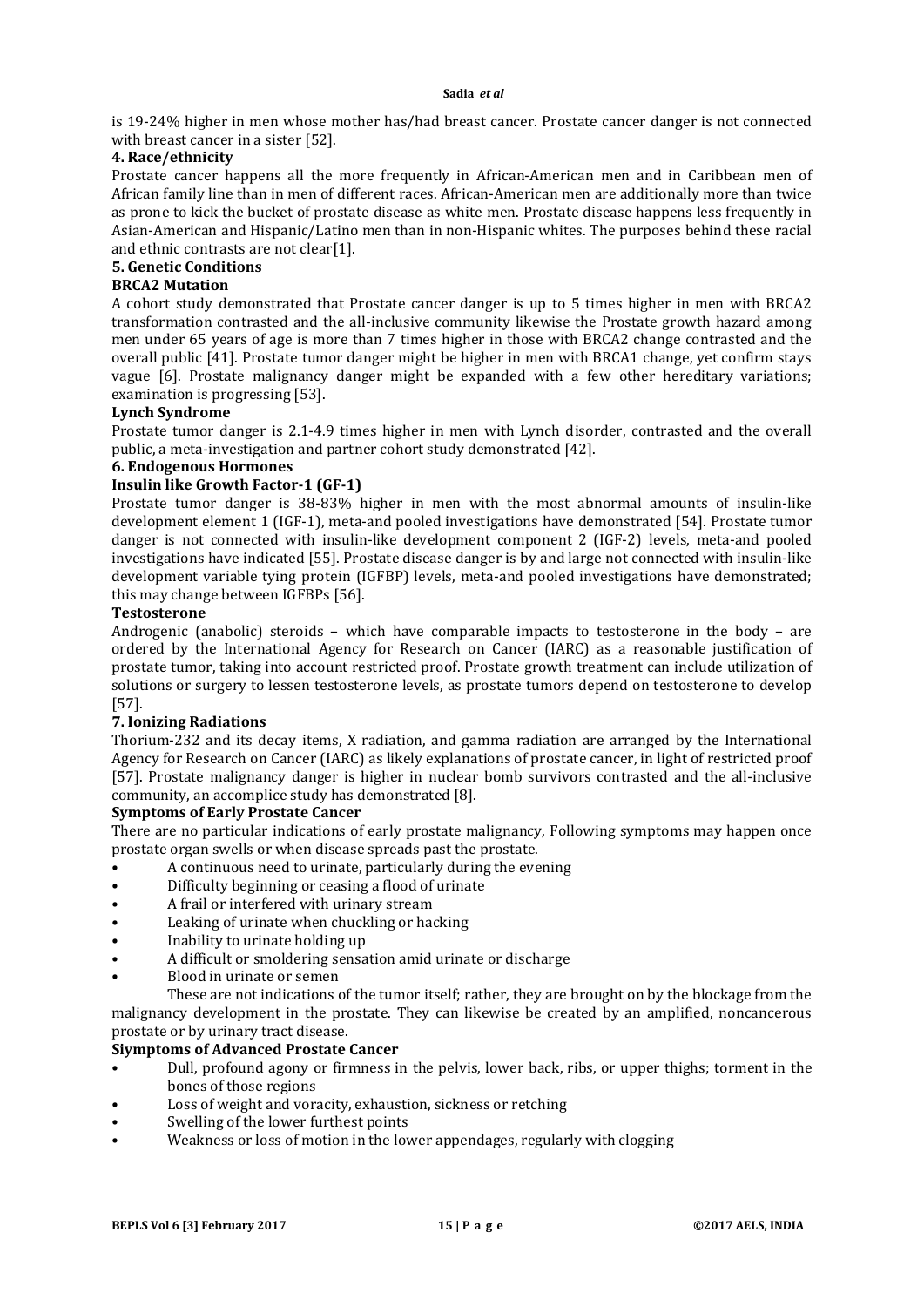is 19-24% higher in men whose mother has/had breast cancer. Prostate cancer danger is not connected with breast cancer in a sister [52].

**4. Race/ethnicity**

Prostate cancer happens all the more frequently in African-American men and in Caribbean men of African family line than in men of different races. African-American men are additionally more than twice as prone to kick the bucket of prostate disease as white men. Prostate disease happens less frequently in Asian-American and Hispanic/Latino men than in non-Hispanic whites. The purposes behind these racial and ethnic contrasts are not clear[1].

**5. Genetic Conditions**

**BRCA2 Mutation**

A cohort study demonstrated that Prostate cancer danger is up to 5 times higher in men with BRCA2 transformation contrasted and the all-inclusive community likewise the Prostate growth hazard among men under 65 years of age is more than 7 times higher in those with BRCA2 change contrasted and the overall public [41]. Prostate tumor danger might be higher in men with BRCA1 change, yet confirm stays vague [6]. Prostate malignancy danger might be expanded with a few other hereditary variations; examination is progressing [53].

**Lynch Syndrome**

Prostate tumor danger is 2.1-4.9 times higher in men with Lynch disorder, contrasted and the overall public, a meta-investigation and partner cohort study demonstrated [42].

**6. Endogenous Hormones**

**Insulin like Growth Factor-1 (GF-1)**

Prostate tumor danger is 38-83% higher in men with the most abnormal amounts of insulin-like development element 1 (IGF-1), meta-and pooled investigations have demonstrated [54]. Prostate tumor danger is not connected with insulin-like development component 2 (IGF-2) levels, meta-and pooled investigations have indicated [55]. Prostate disease danger is by and large not connected with insulin-like development variable tying protein (IGFBP) levels, meta-and pooled investigations have demonstrated; this may change between IGFBPs [56].

**Testosterone**

Androgenic (anabolic) steroids – which have comparable impacts to testosterone in the body – are ordered by the International Agency for Research on Cancer (IARC) as a reasonable justification of prostate tumor, taking into account restricted proof. Prostate growth treatment can include utilization of solutions or surgery to lessen testosterone levels, as prostate tumors depend on testosterone to develop [57].

**7. Ionizing Radiations**

Thorium-232 and its decay items, X radiation, and gamma radiation are arranged by the International Agency for Research on Cancer (IARC) as likely explanations of prostate cancer, in light of restricted proof [57]. Prostate malignancy danger is higher in nuclear bomb survivors contrasted and the all-inclusive community, an accomplice study has demonstrated [8].

**Symptoms of Early Prostate Cancer**

There are no particular indications of early prostate malignancy, Following symptoms may happen once prostate organ swells or when disease spreads past the prostate.

- A continuous need to urinate, particularly during the evening
- Difficulty beginning or ceasing a flood of urinate
- A frail or interfered with urinary stream
- Leaking of urinate when chuckling or hacking
- Inability to urinate holding up
- A difficult or smoldering sensation amid urinate or discharge
- Blood in urinate or semen

These are not indications of the tumor itself; rather, they are brought on by the blockage from the malignancy development in the prostate. They can likewise be created by an amplified, noncancerous prostate or by urinary tract disease.

**Siymptoms of Advanced Prostate Cancer**

- Dull, profound agony or firmness in the pelvis, lower back, ribs, or upper thighs; torment in the bones of those regions
- Loss of weight and voracity, exhaustion, sickness or retching
- Swelling of the lower furthest points
- Weakness or loss of motion in the lower appendages, regularly with clogging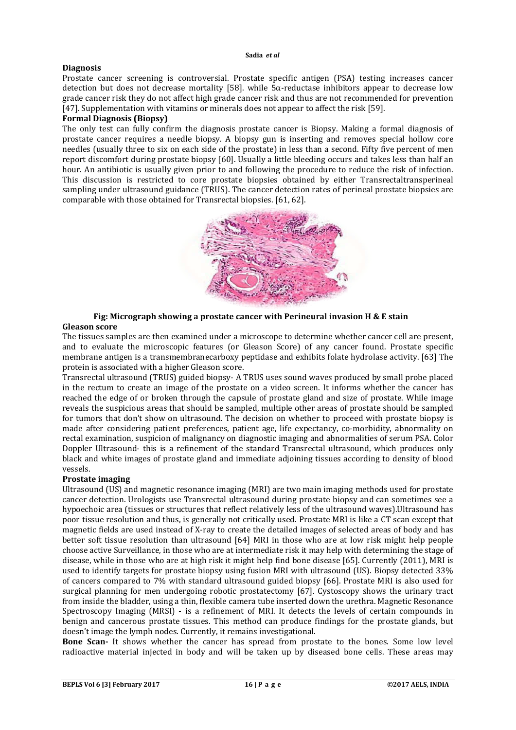## Diagnosis

Prostate cancer screening is controversial. Prostate specific antigen (PSA) testing increases cancer detection but does not decrease mortality [58]. while 5α-reductase inhibitors appear to decrease low grade cancer risk they do not affect high grade cancer risk and thus are not recommended for prevention [47]. Supplementation with vitamins or minerals does not appear to affect the risk [59].

## Formal Diagnosis (Biopsy)

The only test can fully confirm the diagnosis prostate cancer is Biopsy. Making a formal diagnosis of prostate cancer requires a needle biopsy. A biopsy gun is inserting and removes special hollow core needles (usually three to six on each side of the prostate) in less than a second. Fifty five percent of men report discomfort during prostate biopsy [60]. Usually a little bleeding occurs and takes less than half an hour. An antibiotic is usually given prior to and following the procedure to reduce the risk of infection. This discussion is restricted to core prostate biopsies obtained by either Transrectaltransperineal sampling under ultrasound guidance (TRUS). The cancer detection rates of perineal prostate biopsies are comparable with those obtained for Transrectal biopsies. [61, 62].

**Fig: Micrograph showing a prostate cancer with Perineural invasion H & E stain**

## Gleason score

The tissues samples are then examined under a microscope to determine whether cancer cell are present, and to evaluate the microscopic features (or Gleason Score) of any cancer found. Prostate specific membrane antigen is a transmembranecarboxy peptidase and exhibits folate hydrolase activity. [63] The protein is associated with a higher Gleason score.

Transrectal ultrasound (TRUS) guided biopsy- A TRUS uses sound waves produced by small probe placed in the rectum to create an image of the prostate on a video screen. It informs whether the cancer has reached the edge of or broken through the capsule of prostate gland and size of prostate. While image reveals the suspicious areas that should be sampled, multiple other areas of prostate should be sampled for tumors that don't show on ultrasound. The decision on whether to proceed with prostate biopsy is made after considering patient preferences, patient age, life expectancy, co-morbidity, abnormality on rectal examination, suspicion of malignancy on diagnostic imaging and abnormalities of serum PSA. Color Doppler Ultrasound- this is a refinement of the standard Transrectal ultrasound, which produces only black and white images of prostate gland and immediate adjoining tissues according to density of blood vessels.

## Prostate imaging

Ultrasound (US) and magnetic resonance imaging (MRI) are two main imaging methods used for prostate cancer detection. Urologists use Transrectal ultrasound during prostate biopsy and can sometimes see a hypoechoic area (tissues or structures that reflect relatively less of the ultrasound waves).Ultrasound has poor tissue resolution and thus, is generally not critically used. Prostate MRI is like a CT scan except that magnetic fields are used instead of X-ray to create the detailed images of selected areas of body and has better soft tissue resolution than ultrasound [64] MRI in those who are at low risk might help people choose active Surveillance, in those who are at intermediate risk it may help with determining the stage of disease, while in those who are at high risk it might help find bone disease [65]. Currently (2011), MRI is used to identify targets for prostate biopsy using fusion MRI with ultrasound (US). Biopsy detected 33% of cancers compared to 7% with standard ultrasound guided biopsy [66]. Prostate MRI is also used for surgical planning for men undergoing robotic prostatectomy [67]. Cystoscopy shows the urinary tract from inside the bladder, using a thin, flexible camera tube inserted down the urethra. Magnetic Resonance Spectroscopy Imaging (MRSI) - is a refinement of MRI. It detects the levels of certain compounds in benign and cancerous prostate tissues. This method can produce findings for the prostate glands, but doesn't image the lymph nodes. Currently, it remains investigational.

**Bone Scan-** It shows whether the cancer has spread from prostate to the bones. Some low level radioactive material injected in body and will be taken up by diseased bone cells. These areas may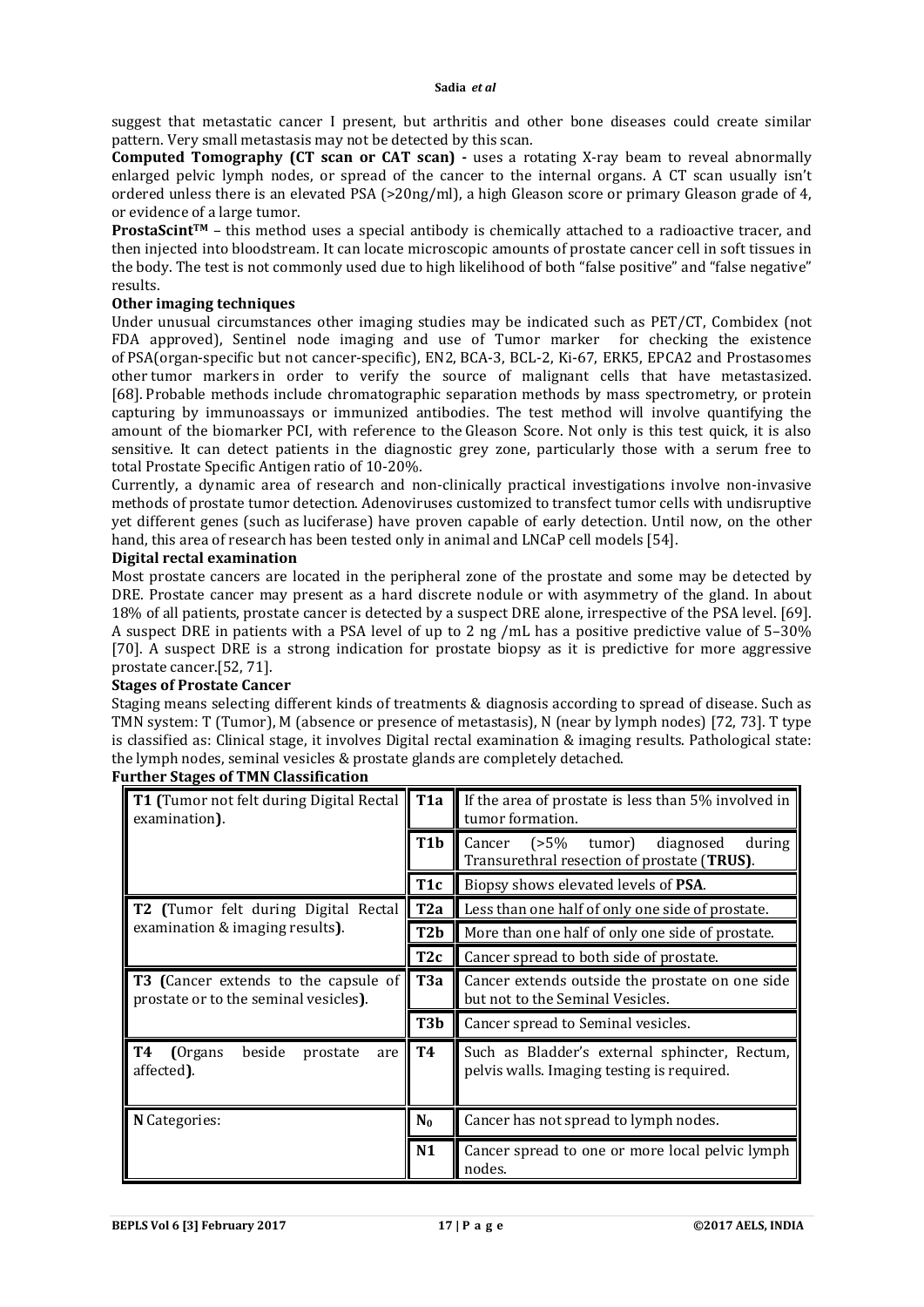suggest that metastatic cancer I present, but arthritis and other bone diseases could create similar pattern. Very small metastasis may not be detected by this scan.

**Computed Tomography (CT scan or CAT scan) -** uses a rotating X-ray beam to reveal abnormally enlarged pelvic lymph nodes, or spread of the cancer to the internal organs. A CT scan usually isn't ordered unless there is an elevated PSA (>20ng/ml), a high Gleason score or primary Gleason grade of 4, or evidence of a large tumor.

**ProstaScint™** – this method uses a special antibody is chemically attached to a radioactive tracer, and then injected into bloodstream. It can locate microscopic amounts of prostate cancer cell in soft tissues in the body. The test is not commonly used due to high likelihood of both "false positive" and "false negative" results.

**Other imaging techniques**

Under unusual circumstances other imaging studies may be indicated such as PET/CT, Combidex (not FDA approved), Sentinel node imaging and use of Tumor marker for checking the existence of PSA(organ-specific but not cancer-specific), EN2, BCA-3, BCL-2, Ki-67, ERK5, EPCA2 and Prostasomes other tumor markers in order to verify the source of malignant cells that have metastasized. [68]. Probable methods include chromatographic separation methods by mass spectrometry, or protein capturing by immunoassays or immunized antibodies. The test method will involve quantifying the amount of the biomarker PCI, with reference to the Gleason Score. Not only is this test quick, it is also sensitive. It can detect patients in the diagnostic grey zone, particularly those with a serum free to total Prostate Specific Antigen ratio of 10-20%.

Currently, a dynamic area of research and non-clinically practical investigations involve non-invasive methods of prostate tumor detection. Adenoviruses customized to transfect tumor cells with undisruptive yet different genes (such as luciferase) have proven capable of early detection. Until now, on the other hand, this area of research has been tested only in animal and LNCaP cell models [54].

**Digital rectal examination**

Most prostate cancers are located in the peripheral zone of the prostate and some may be detected by DRE. Prostate cancer may present as a hard discrete nodule or with asymmetry of the gland. In about 18% of all patients, prostate cancer is detected by a suspect DRE alone, irrespective of the PSA level. [69]. A suspect DRE in patients with a PSA level of up to 2 ng /mL has a positive predictive value of 5–30% [70]. A suspect DRE is a strong indication for prostate biopsy as it is predictive for more aggressive prostate cancer.[52, 71].

**Stages of Prostate Cancer**

Staging means selecting different kinds of treatments & diagnosis according to spread of disease. Such as TMN system: T (Tumor), M (absence or presence of metastasis), N (near by lymph nodes) [72, 73]. T type is classified as: Clinical stage, it involves Digital rectal examination & imaging results. Pathological state: the lymph nodes, seminal vesicles & prostate glands are completely detached.

**Further Stages of TMN Classification**

| | | |
|---|---|---|
| **T1 (**Tumor not felt during Digital Rectal examination**)**. | **T1a** | If the area of prostate is less than 5% involved in tumor formation. |
| | **T1b** | Cancer (>5% tumor) diagnosed during Transurethral resection of prostate (**TRUS)**. |
| | **T1c** | Biopsy shows elevated levels of **PSA**. |
| **T2 (**Tumor felt during Digital Rectal examination & imaging results**)**. | **T2a** | Less than one half of only one side of prostate. |
| | **T2b** | More than one half of only one side of prostate. |
| | **T2c** | Cancer spread to both side of prostate. |
| **T3 (**Cancer extends to the capsule of prostate or to the seminal vesicles**)**. | **T3a** | Cancer extends outside the prostate on one side but not to the Seminal Vesicles. |
| | **T3b** | Cancer spread to Seminal vesicles. |
| **T4 (**Organs beside prostate are affected**)**. | **T4** | Such as Bladder's external sphincter, Rectum, pelvis walls. Imaging testing is required. |
| **N** Categories: | **$N_0$** | Cancer has not spread to lymph nodes. |
| | **N1** | Cancer spread to one or more local pelvic lymph nodes. |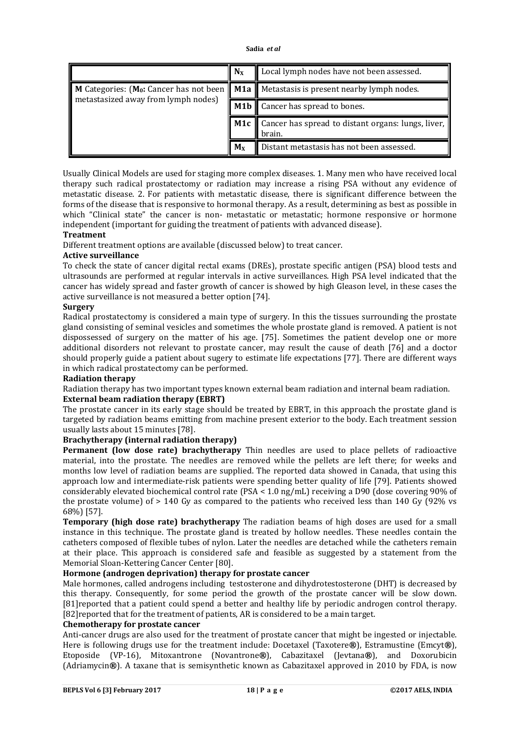| | | |
|---|---|---|
| | $N_X$ | Local lymph nodes have not been assessed. |
| **M** Categories: (**$M_0$:** Cancer has not been metastasized away from lymph nodes) | **M1a** | Metastasis is present nearby lymph nodes. |
| | **M1b** | Cancer has spread to bones. |
| | **M1c** | Cancer has spread to distant organs: lungs, liver, brain. |
| | $M_X$ | Distant metastasis has not been assessed. |

Usually Clinical Models are used for staging more complex diseases. 1. Many men who have received local therapy such radical prostatectomy or radiation may increase a rising PSA without any evidence of metastatic disease. 2. For patients with metastatic disease, there is significant difference between the forms of the disease that is responsive to hormonal therapy. As a result, determining as best as possible in which "Clinical state" the cancer is non- metastatic or metastatic; hormone responsive or hormone independent (important for guiding the treatment of patients with advanced disease).

**Treatment**

Different treatment options are available (discussed below) to treat cancer.

**Active surveillance**

To check the state of cancer digital rectal exams (DREs), prostate specific antigen (PSA) blood tests and ultrasounds are performed at regular intervals in active surveillances. High PSA level indicated that the cancer has widely spread and faster growth of cancer is showed by high Gleason level, in these cases the active surveillance is not measured a better option [74].

**Surgery**

Radical prostatectomy is considered a main type of surgery. In this the tissues surrounding the prostate gland consisting of seminal vesicles and sometimes the whole prostate gland is removed. A patient is not dispossessed of surgery on the matter of his age. [75]. Sometimes the patient develop one or more additional disorders not relevant to prostate cancer, may result the cause of death [76] and a doctor should properly guide a patient about sugery to estimate life expectations [77]. There are different ways in which radical prostatectomy can be performed.

**Radiation therapy**

Radiation therapy has two important types known external beam radiation and internal beam radiation.

**External beam radiation therapy (EBRT)**

The prostate cancer in its early stage should be treated by EBRT, in this approach the prostate gland is targeted by radiation beams emitting from machine present exterior to the body. Each treatment session usually lasts about 15 minutes [78].

**Brachytherapy (internal radiation therapy)**

**Permanent (low dose rate) brachytherapy** Thin needles are used to place pellets of radioactive material, into the prostate. The needles are removed while the pellets are left there; for weeks and months low level of radiation beams are supplied. The reported data showed in Canada, that using this approach low and intermediate-risk patients were spending better quality of life [79]. Patients showed considerably elevated biochemical control rate (PSA < 1.0 ng/mL) receiving a D90 (dose covering 90% of the prostate volume) of > 140 Gy as compared to the patients who received less than 140 Gy (92% vs 68%) [57].

**Temporary (high dose rate) brachytherapy** The radiation beams of high doses are used for a small instance in this technique. The prostate gland is treated by hollow needles. These needles contain the catheters composed of flexible tubes of nylon. Later the needles are detached while the catheters remain at their place. This approach is considered safe and feasible as suggested by a statement from the Memorial Sloan-Kettering Cancer Center [80].

**Hormone (androgen deprivation) therapy for prostate cancer**

Male hormones, called androgens including testosterone and dihydrotestosterone (DHT) is decreased by this therapy. Consequently, for some period the growth of the prostate cancer will be slow down. [81]reported that a patient could spend a better and healthy life by periodic androgen control therapy. [82]reported that for the treatment of patients, AR is considered to be a main target.

**Chemotherapy for prostate cancer**

Anti-cancer drugs are also used for the treatment of prostate cancer that might be ingested or injectable. Here is following drugs use for the treatment include: Docetaxel (Taxotere®), Estramustine (Emcyt®), Etoposide (VP-16), Mitoxantrone (Novantrone®), Cabazitaxel (Jevtana®), and Doxorubicin (Adriamycin®). A taxane that is semisynthetic known as Cabazitaxel approved in 2010 by FDA, is now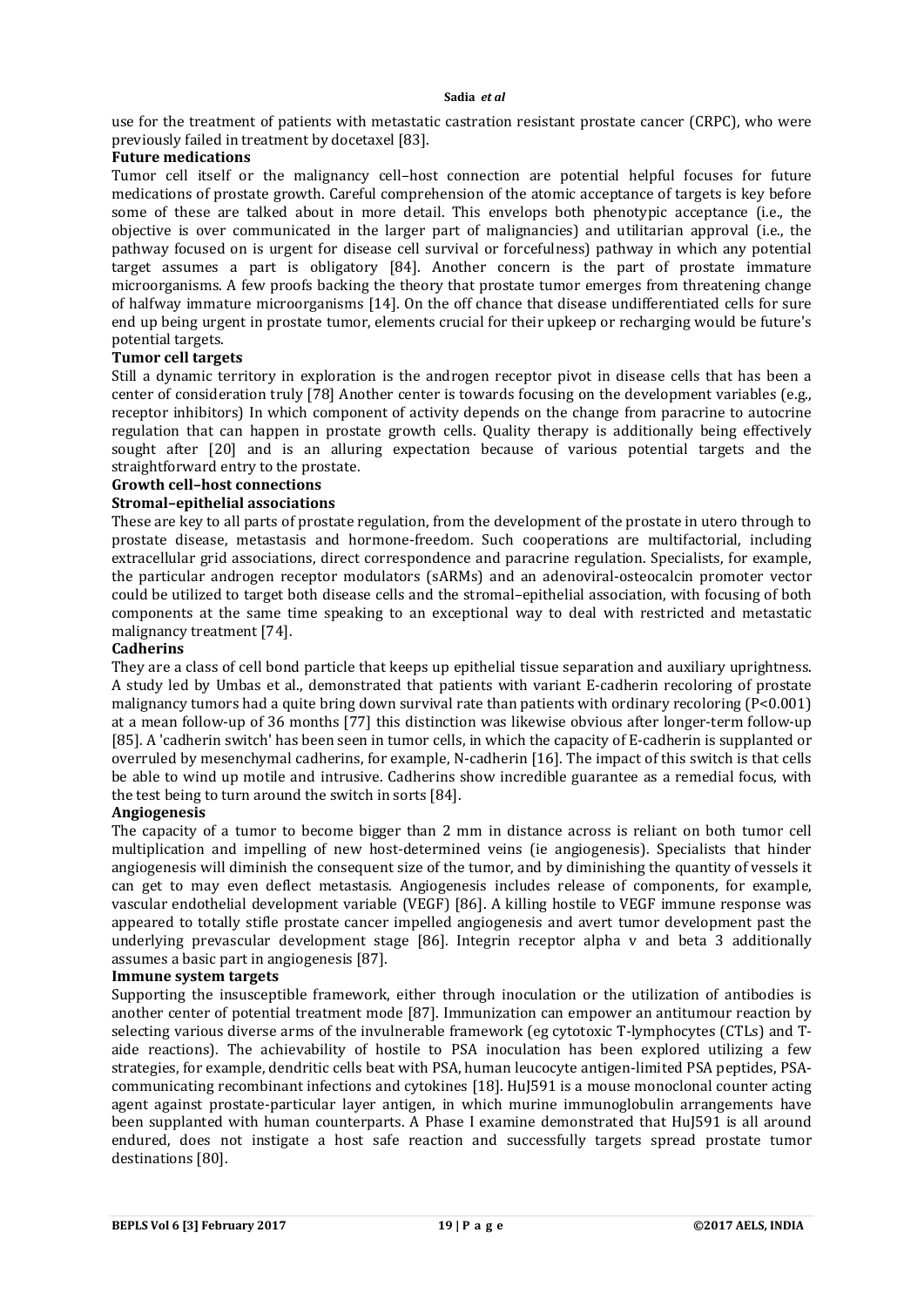use for the treatment of patients with metastatic castration resistant prostate cancer (CRPC), who were previously failed in treatment by docetaxel [83].

**Future medications**

Tumor cell itself or the malignancy cell–host connection are potential helpful focuses for future medications of prostate growth. Careful comprehension of the atomic acceptance of targets is key before some of these are talked about in more detail. This envelops both phenotypic acceptance (i.e., the objective is over communicated in the larger part of malignancies) and utilitarian approval (i.e., the pathway focused on is urgent for disease cell survival or forcefulness) pathway in which any potential target assumes a part is obligatory [84]. Another concern is the part of prostate immature microorganisms. A few proofs backing the theory that prostate tumor emerges from threatening change of halfway immature microorganisms [14]. On the off chance that disease undifferentiated cells for sure end up being urgent in prostate tumor, elements crucial for their upkeep or recharging would be future's potential targets.

**Tumor cell targets**

Still a dynamic territory in exploration is the androgen receptor pivot in disease cells that has been a center of consideration truly [78] Another center is towards focusing on the development variables (e.g., receptor inhibitors) In which component of activity depends on the change from paracrine to autocrine regulation that can happen in prostate growth cells. Quality therapy is additionally being effectively sought after [20] and is an alluring expectation because of various potential targets and the straightforward entry to the prostate.

**Growth cell–host connections**

**Stromal–epithelial associations**

These are key to all parts of prostate regulation, from the development of the prostate in utero through to prostate disease, metastasis and hormone-freedom. Such cooperations are multifactorial, including extracellular grid associations, direct correspondence and paracrine regulation. Specialists, for example, the particular androgen receptor modulators (sARMs) and an adenoviral-osteocalcin promoter vector could be utilized to target both disease cells and the stromal–epithelial association, with focusing of both components at the same time speaking to an exceptional way to deal with restricted and metastatic malignancy treatment [74].

**Cadherins**

They are a class of cell bond particle that keeps up epithelial tissue separation and auxiliary uprightness. A study led by Umbas et al., demonstrated that patients with variant E-cadherin recoloring of prostate malignancy tumors had a quite bring down survival rate than patients with ordinary recoloring (P<0.001) at a mean follow-up of 36 months [77] this distinction was likewise obvious after longer-term follow-up [85]. A 'cadherin switch' has been seen in tumor cells, in which the capacity of E-cadherin is supplanted or overruled by mesenchymal cadherins, for example, N-cadherin [16]. The impact of this switch is that cells be able to wind up motile and intrusive. Cadherins show incredible guarantee as a remedial focus, with the test being to turn around the switch in sorts [84].

**Angiogenesis**

The capacity of a tumor to become bigger than 2 mm in distance across is reliant on both tumor cell multiplication and impelling of new host-determined veins (ie angiogenesis). Specialists that hinder angiogenesis will diminish the consequent size of the tumor, and by diminishing the quantity of vessels it can get to may even deflect metastasis. Angiogenesis includes release of components, for example, vascular endothelial development variable (VEGF) [86]. A killing hostile to VEGF immune response was appeared to totally stifle prostate cancer impelled angiogenesis and avert tumor development past the underlying prevascular development stage [86]. Integrin receptor alpha v and beta 3 additionally assumes a basic part in angiogenesis [87].

**Immune system targets**

Supporting the insusceptible framework, either through inoculation or the utilization of antibodies is another center of potential treatment mode [87]. Immunization can empower an antitumour reaction by selecting various diverse arms of the invulnerable framework (eg cytotoxic T-lymphocytes (CTLs) and T-aide reactions). The achievability of hostile to PSA inoculation has been explored utilizing a few strategies, for example, dendritic cells beat with PSA, human leucocyte antigen-limited PSA peptides, PSA-communicating recombinant infections and cytokines [18]. HuJ591 is a mouse monoclonal counter acting agent against prostate-particular layer antigen, in which murine immunoglobulin arrangements have been supplanted with human counterparts. A Phase I examine demonstrated that HuJ591 is all around endured, does not instigate a host safe reaction and successfully targets spread prostate tumor destinations [80].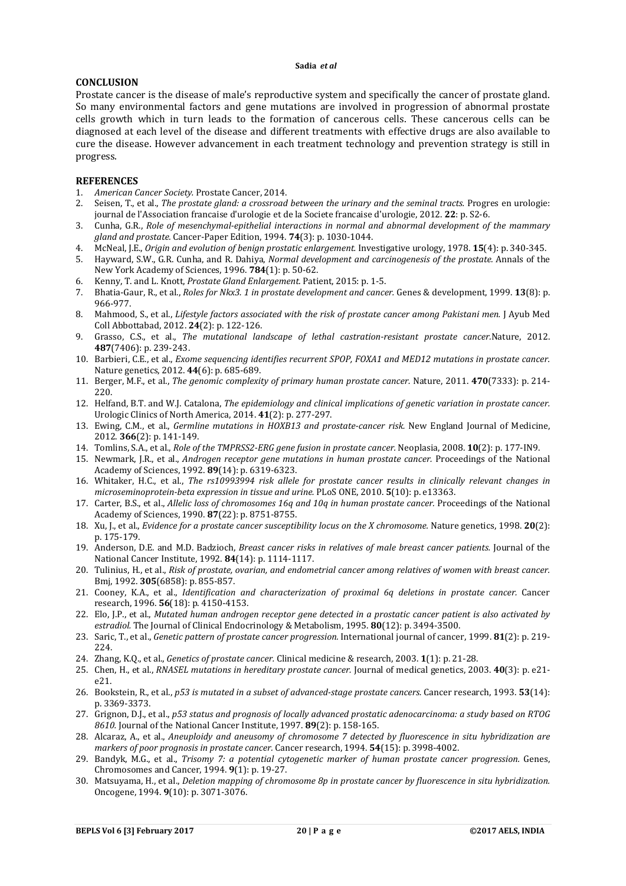## CONCLUSION

Prostate cancer is the disease of male's reproductive system and specifically the cancer of prostate gland. So many environmental factors and gene mutations are involved in progression of abnormal prostate cells growth which in turn leads to the formation of cancerous cells. These cancerous cells can be diagnosed at each level of the disease and different treatments with effective drugs are also available to cure the disease. However advancement in each treatment technology and prevention strategy is still in progress.

## REFERENCES

1. *American Cancer Society.* Prostate Cancer, 2014.
2. Seisen, T., et al., *The prostate gland: a crossroad between the urinary and the seminal tracts.* Progres en urologie: journal de l'Association francaise d'urologie et de la Societe francaise d'urologie, 2012. **22**: p. S2-6.
3. Cunha, G.R., *Role of mesenchymal-epithelial interactions in normal and abnormal development of the mammary gland and prostate.* Cancer-Paper Edition, 1994. **74**(3): p. 1030-1044.
4. McNeal, J.E., *Origin and evolution of benign prostatic enlargement.* Investigative urology, 1978. **15**(4): p. 340-345.
5. Hayward, S.W., G.R. Cunha, and R. Dahiya, *Normal development and carcinogenesis of the prostate.* Annals of the New York Academy of Sciences, 1996. **784**(1): p. 50-62.
6. Kenny, T. and L. Knott, *Prostate Gland Enlargement.* Patient, 2015: p. 1-5.
7. Bhatia-Gaur, R., et al., *Roles for Nkx3. 1 in prostate development and cancer.* Genes & development, 1999. **13**(8): p. 966-977.
8. Mahmood, S., et al., *Lifestyle factors associated with the risk of prostate cancer among Pakistani men.* J Ayub Med Coll Abbottabad, 2012. **24**(2): p. 122-126.
9. Grasso, C.S., et al., *The mutational landscape of lethal castration-resistant prostate cancer.*Nature, 2012. **487**(7406): p. 239-243.
10. Barbieri, C.E., et al., *Exome sequencing identifies recurrent SPOP, FOXA1 and MED12 mutations in prostate cancer.* Nature genetics, 2012. **44**(6): p. 685-689.
11. Berger, M.F., et al., *The genomic complexity of primary human prostate cancer.* Nature, 2011. **470**(7333): p. 214-220.
12. Helfand, B.T. and W.J. Catalona, *The epidemiology and clinical implications of genetic variation in prostate cancer.* Urologic Clinics of North America, 2014. **41**(2): p. 277-297.
13. Ewing, C.M., et al., *Germline mutations in HOXB13 and prostate-cancer risk.* New England Journal of Medicine, 2012. **366**(2): p. 141-149.
14. Tomlins, S.A., et al., *Role of the TMPRSS2-ERG gene fusion in prostate cancer.* Neoplasia, 2008. **10**(2): p. 177-IN9.
15. Newmark, J.R., et al., *Androgen receptor gene mutations in human prostate cancer.* Proceedings of the National Academy of Sciences, 1992. **89**(14): p. 6319-6323.
16. Whitaker, H.C., et al., *The rs10993994 risk allele for prostate cancer results in clinically relevant changes in microseminoprotein-beta expression in tissue and urine.* PLoS ONE, 2010. **5**(10): p. e13363.
17. Carter, B.S., et al., *Allelic loss of chromosomes 16q and 10q in human prostate cancer.* Proceedings of the National Academy of Sciences, 1990. **87**(22): p. 8751-8755.
18. Xu, J., et al., *Evidence for a prostate cancer susceptibility locus on the X chromosome.* Nature genetics, 1998. **20**(2): p. 175-179.
19. Anderson, D.E. and M.D. Badzioch, *Breast cancer risks in relatives of male breast cancer patients.* Journal of the National Cancer Institute, 1992. **84**(14): p. 1114-1117.
20. Tulinius, H., et al., *Risk of prostate, ovarian, and endometrial cancer among relatives of women with breast cancer.* Bmj, 1992. **305**(6858): p. 855-857.
21. Cooney, K.A., et al., *Identification and characterization of proximal 6q deletions in prostate cancer.* Cancer research, 1996. **56**(18): p. 4150-4153.
22. Elo, J.P., et al., *Mutated human androgen receptor gene detected in a prostatic cancer patient is also activated by estradiol.* The Journal of Clinical Endocrinology & Metabolism, 1995. **80**(12): p. 3494-3500.
23. Saric, T., et al., *Genetic pattern of prostate cancer progression.* International journal of cancer, 1999. **81**(2): p. 219-224.
24. Zhang, K.Q., et al., *Genetics of prostate cancer.* Clinical medicine & research, 2003. **1**(1): p. 21-28.
25. Chen, H., et al., *RNASEL mutations in hereditary prostate cancer.* Journal of medical genetics, 2003. **40**(3): p. e21-e21.
26. Bookstein, R., et al., *p53 is mutated in a subset of advanced-stage prostate cancers.* Cancer research, 1993. **53**(14): p. 3369-3373.
27. Grignon, D.J., et al., *p53 status and prognosis of locally advanced prostatic adenocarcinoma: a study based on RTOG 8610.* Journal of the National Cancer Institute, 1997. **89**(2): p. 158-165.
28. Alcaraz, A., et al., *Aneuploidy and aneusomy of chromosome 7 detected by fluorescence in situ hybridization are markers of poor prognosis in prostate cancer.* Cancer research, 1994. **54**(15): p. 3998-4002.
29. Bandyk, M.G., et al., *Trisomy 7: a potential cytogenetic marker of human prostate cancer progression.* Genes, Chromosomes and Cancer, 1994. **9**(1): p. 19-27.
30. Matsuyama, H., et al., *Deletion mapping of chromosome 8p in prostate cancer by fluorescence in situ hybridization.* Oncogene, 1994. **9**(10): p. 3071-3076.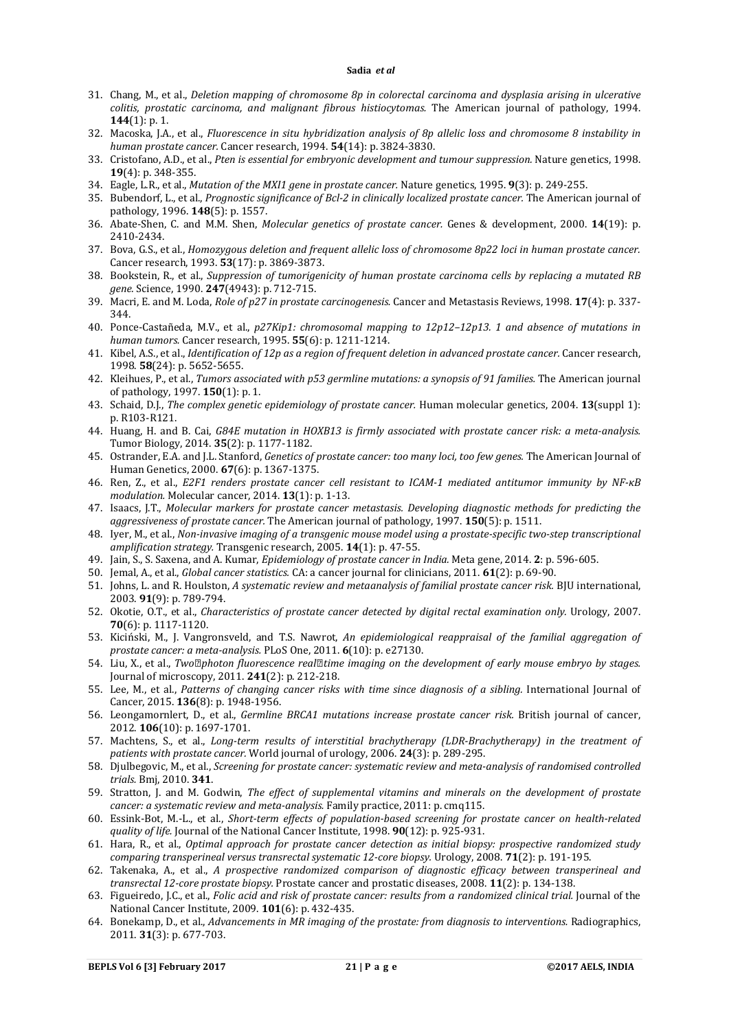31. Chang, M., et al., *Deletion mapping of chromosome 8p in colorectal carcinoma and dysplasia arising in ulcerative colitis, prostatic carcinoma, and malignant fibrous histiocytomas.* The American journal of pathology, 1994. **144**(1): p. 1.
32. Macoska, J.A., et al., *Fluorescence in situ hybridization analysis of 8p allelic loss and chromosome 8 instability in human prostate cancer.* Cancer research, 1994. **54**(14): p. 3824-3830.
33. Cristofano, A.D., et al., *Pten is essential for embryonic development and tumour suppression.* Nature genetics, 1998. **19**(4): p. 348-355.
34. Eagle, L.R., et al., *Mutation of the MXI1 gene in prostate cancer.* Nature genetics, 1995. **9**(3): p. 249-255.
35. Bubendorf, L., et al., *Prognostic significance of Bcl-2 in clinically localized prostate cancer.* The American journal of pathology, 1996. **148**(5): p. 1557.
36. Abate-Shen, C. and M.M. Shen, *Molecular genetics of prostate cancer.* Genes & development, 2000. **14**(19): p. 2410-2434.
37. Bova, G.S., et al., *Homozygous deletion and frequent allelic loss of chromosome 8p22 loci in human prostate cancer.* Cancer research, 1993. **53**(17): p. 3869-3873.
38. Bookstein, R., et al., *Suppression of tumorigenicity of human prostate carcinoma cells by replacing a mutated RB gene.* Science, 1990. **247**(4943): p. 712-715.
39. Macri, E. and M. Loda, *Role of p27 in prostate carcinogenesis.* Cancer and Metastasis Reviews, 1998. **17**(4): p. 337-344.
40. Ponce-Castañeda, M.V., et al., *p27Kip1: chromosomal mapping to 12p12–12p13. 1 and absence of mutations in human tumors.* Cancer research, 1995. **55**(6): p. 1211-1214.
41. Kibel, A.S., et al., *Identification of 12p as a region of frequent deletion in advanced prostate cancer.* Cancer research, 1998. **58**(24): p. 5652-5655.
42. Kleihues, P., et al., *Tumors associated with p53 germline mutations: a synopsis of 91 families.* The American journal of pathology, 1997. **150**(1): p. 1.
43. Schaid, D.J., *The complex genetic epidemiology of prostate cancer.* Human molecular genetics, 2004. **13**(suppl 1): p. R103-R121.
44. Huang, H. and B. Cai, *G84E mutation in HOXB13 is firmly associated with prostate cancer risk: a meta-analysis.* Tumor Biology, 2014. **35**(2): p. 1177-1182.
45. Ostrander, E.A. and J.L. Stanford, *Genetics of prostate cancer: too many loci, too few genes.* The American Journal of Human Genetics, 2000. **67**(6): p. 1367-1375.
46. Ren, Z., et al., *E2F1 renders prostate cancer cell resistant to ICAM-1 mediated antitumor immunity by NF-κB modulation.* Molecular cancer, 2014. **13**(1): p. 1-13.
47. Isaacs, J.T., *Molecular markers for prostate cancer metastasis. Developing diagnostic methods for predicting the aggressiveness of prostate cancer.* The American journal of pathology, 1997. **150**(5): p. 1511.
48. Iyer, M., et al., *Non-invasive imaging of a transgenic mouse model using a prostate-specific two-step transcriptional amplification strategy.* Transgenic research, 2005. **14**(1): p. 47-55.
49. Jain, S., S. Saxena, and A. Kumar, *Epidemiology of prostate cancer in India.* Meta gene, 2014. **2**: p. 596-605.
50. Jemal, A., et al., *Global cancer statistics.* CA: a cancer journal for clinicians, 2011. **61**(2): p. 69-90.
51. Johns, L. and R. Houlston, *A systematic review and metaanalysis of familial prostate cancer risk.* BJU international, 2003. **91**(9): p. 789-794.
52. Okotie, O.T., et al., *Characteristics of prostate cancer detected by digital rectal examination only.* Urology, 2007. **70**(6): p. 1117-1120.
53. Kiciński, M., J. Vangronsveld, and T.S. Nawrot, *An epidemiological reappraisal of the familial aggregation of prostate cancer: a meta-analysis.* PLoS One, 2011. **6**(10): p. e27130.
54. Liu, X., et al., *Two-photon fluorescence real-time imaging on the development of early mouse embryo by stages.* Journal of microscopy, 2011. **241**(2): p. 212-218.
55. Lee, M., et al., *Patterns of changing cancer risks with time since diagnosis of a sibling.* International Journal of Cancer, 2015. **136**(8): p. 1948-1956.
56. Leongamornlert, D., et al., *Germline BRCA1 mutations increase prostate cancer risk.* British journal of cancer, 2012. **106**(10): p. 1697-1701.
57. Machtens, S., et al., *Long-term results of interstitial brachytherapy (LDR-Brachytherapy) in the treatment of patients with prostate cancer.* World journal of urology, 2006. **24**(3): p. 289-295.
58. Djulbegovic, M., et al., *Screening for prostate cancer: systematic review and meta-analysis of randomised controlled trials.* Bmj, 2010. **341**.
59. Stratton, J. and M. Godwin, *The effect of supplemental vitamins and minerals on the development of prostate cancer: a systematic review and meta-analysis.* Family practice, 2011: p. cmq115.
60. Essink-Bot, M.-L., et al., *Short-term effects of population-based screening for prostate cancer on health-related quality of life.* Journal of the National Cancer Institute, 1998. **90**(12): p. 925-931.
61. Hara, R., et al., *Optimal approach for prostate cancer detection as initial biopsy: prospective randomized study comparing transperineal versus transrectal systematic 12-core biopsy.* Urology, 2008. **71**(2): p. 191-195.
62. Takenaka, A., et al., *A prospective randomized comparison of diagnostic efficacy between transperineal and transrectal 12-core prostate biopsy.* Prostate cancer and prostatic diseases, 2008. **11**(2): p. 134-138.
63. Figueiredo, J.C., et al., *Folic acid and risk of prostate cancer: results from a randomized clinical trial.* Journal of the National Cancer Institute, 2009. **101**(6): p. 432-435.
64. Bonekamp, D., et al., *Advancements in MR imaging of the prostate: from diagnosis to interventions.* Radiographics, 2011. **31**(3): p. 677-703.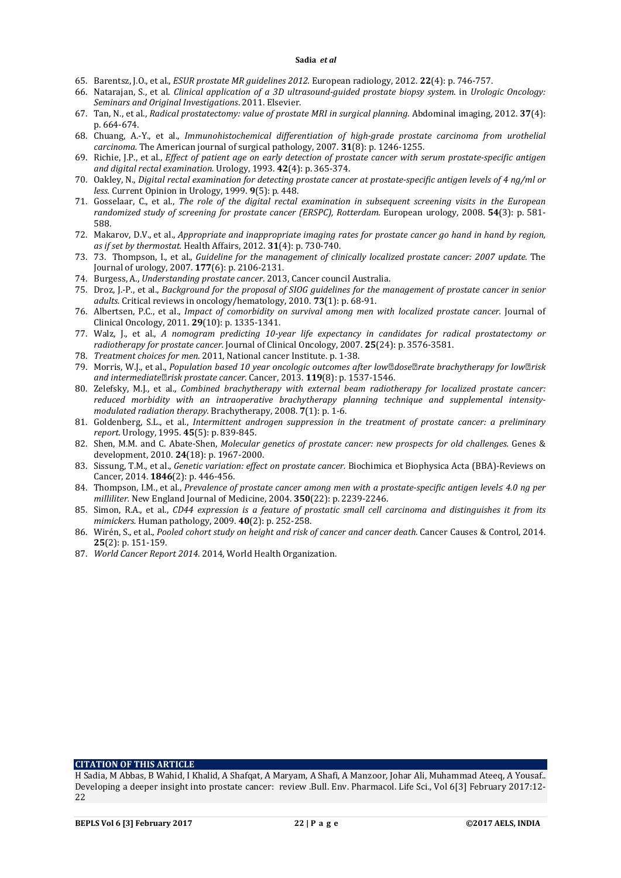65. Barentsz, J.O., et al., *ESUR prostate MR guidelines 2012.* European radiology, 2012. **22**(4): p. 746-757.
66. Natarajan, S., et al. *Clinical application of a 3D ultrasound-guided prostate biopsy system.* in *Urologic Oncology: Seminars and Original Investigations*. 2011. Elsevier.
67. Tan, N., et al., *Radical prostatectomy: value of prostate MRI in surgical planning.* Abdominal imaging, 2012. **37**(4): p. 664-674.
68. Chuang, A.-Y., et al., *Immunohistochemical differentiation of high-grade prostate carcinoma from urothelial carcinoma.* The American journal of surgical pathology, 2007. **31**(8): p. 1246-1255.
69. Richie, J.P., et al., *Effect of patient age on early detection of prostate cancer with serum prostate-specific antigen and digital rectal examination.* Urology, 1993. **42**(4): p. 365-374.
70. Oakley, N., *Digital rectal examination for detecting prostate cancer at prostate-specific antigen levels of 4 ng/ml or less.* Current Opinion in Urology, 1999. **9**(5): p. 448.
71. Gosselaar, C., et al., *The role of the digital rectal examination in subsequent screening visits in the European randomized study of screening for prostate cancer (ERSPC), Rotterdam.* European urology, 2008. **54**(3): p. 581-588.
72. Makarov, D.V., et al., *Appropriate and inappropriate imaging rates for prostate cancer go hand in hand by region, as if set by thermostat.* Health Affairs, 2012. **31**(4): p. 730-740.
73. 73. Thompson, I., et al., *Guideline for the management of clinically localized prostate cancer: 2007 update.* The Journal of urology, 2007. **177**(6): p. 2106-2131.
74. Burgess, A., *Understanding prostate cancer*. 2013, Cancer council Australia.
75. Droz, J.-P., et al., *Background for the proposal of SIOG guidelines for the management of prostate cancer in senior adults.* Critical reviews in oncology/hematology, 2010. **73**(1): p. 68-91.
76. Albertsen, P.C., et al., *Impact of comorbidity on survival among men with localized prostate cancer.* Journal of Clinical Oncology, 2011. **29**(10): p. 1335-1341.
77. Walz, J., et al., *A nomogram predicting 10-year life expectancy in candidates for radical prostatectomy or radiotherapy for prostate cancer.* Journal of Clinical Oncology, 2007. **25**(24): p. 3576-3581.
78. *Treatment choices for men*. 2011, National cancer Institute. p. 1-38.
79. Morris, W.J., et al., *Population based 10 year oncologic outcomes after low‐dose‐rate brachytherapy for low‐risk and intermediate‐risk prostate cancer.* Cancer, 2013. **119**(8): p. 1537-1546.
80. Zelefsky, M.J., et al., *Combined brachytherapy with external beam radiotherapy for localized prostate cancer: reduced morbidity with an intraoperative brachytherapy planning technique and supplemental intensity-modulated radiation therapy.* Brachytherapy, 2008. **7**(1): p. 1-6.
81. Goldenberg, S.L., et al., *Intermittent androgen suppression in the treatment of prostate cancer: a preliminary report.* Urology, 1995. **45**(5): p. 839-845.
82. Shen, M.M. and C. Abate-Shen, *Molecular genetics of prostate cancer: new prospects for old challenges.* Genes & development, 2010. **24**(18): p. 1967-2000.
83. Sissung, T.M., et al., *Genetic variation: effect on prostate cancer.* Biochimica et Biophysica Acta (BBA)-Reviews on Cancer, 2014. **1846**(2): p. 446-456.
84. Thompson, I.M., et al., *Prevalence of prostate cancer among men with a prostate-specific antigen level≤ 4.0 ng per milliliter.* New England Journal of Medicine, 2004. **350**(22): p. 2239-2246.
85. Simon, R.A., et al., *CD44 expression is a feature of prostatic small cell carcinoma and distinguishes it from its mimickers.* Human pathology, 2009. **40**(2): p. 252-258.
86. Wirén, S., et al., *Pooled cohort study on height and risk of cancer and cancer death.* Cancer Causes & Control, 2014. **25**(2): p. 151-159.
87. *World Cancer Report 2014*. 2014, World Health Organization.

**CITATION OF THIS ARTICLE**

H Sadia, M Abbas, B Wahid, I Khalid, A Shafqat, A Maryam, A Shafi, A Manzoor, Johar Ali, Muhammad Ateeq, A Yousaf.. Developing a deeper insight into prostate cancer: review .Bull. Env. Pharmacol. Life Sci., Vol 6[3] February 2017:12-22